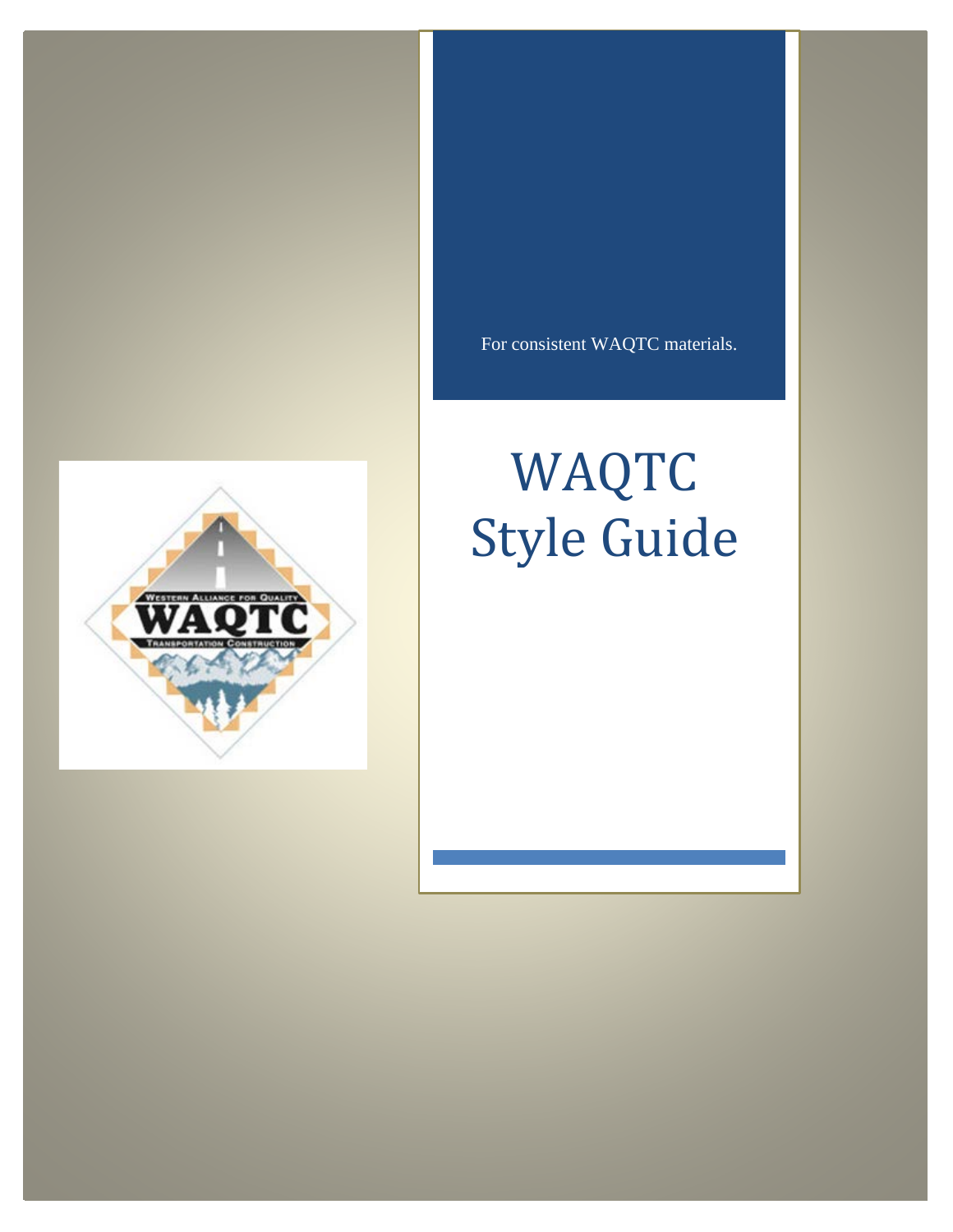For consistent WAQTC materials.

# WAQTC Style Guide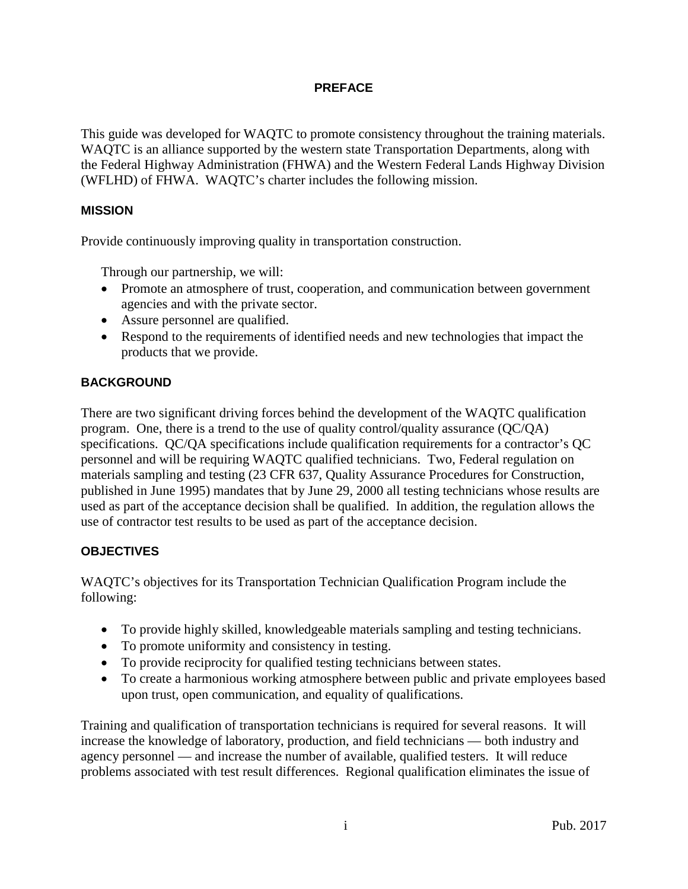# PREFACE

This guide was developed for WAQTC to promote consistency throughout the training materials. WAQTC is an alliance supported by the western state Transportation Departments, along with the Federal Highway Administration (FHWA) and the Western Federal Lands Highway Division (WFLHD) of FHWA. WAQTC's charter includes the following mission.

## MISSION

Provide continuously improving quality in transportation construction.

Through our partnership, we will:

- Promote an atmosphere of trust, cooperation, and communication between government agencies and with the private sector.
- Assure personnel are qualified.
- Respond to the requirements of identified needs and new technologies that impact the products that we provide.

## BACKGROUND

There are two significant driving forces behind the development of the WAQTC qualification program. One, there is a trend to the use of quality control/quality assurance (QC/QA) specifications. QC/QA specifications include qualification requirements for a contractor's QC personnel and will be requiring WAQTC qualified technicians. Two, Federal regulation on materials sampling and testing (23 CFR 637, Quality Assurance Procedures for Construction, published in June 1995) mandates that by June 29, 2000 all testing technicians whose results are used as part of the acceptance decision shall be qualified. In addition, the regulation allows the use of contractor test results to be used as part of the acceptance decision.

## OBJECTIVES

WAQTC's objectives for its Transportation Technician Qualification Program include the following:

- To provide highly skilled, knowledgeable materials sampling and testing technicians.
- To promote uniformity and consistency in testing.
- To provide reciprocity for qualified testing technicians between states.
- To create a harmonious working atmosphere between public and private employees based upon trust, open communication, and equality of qualifications.

Training and qualification of transportation technicians is required for several reasons. It will increase the knowledge of laboratory, production, and field technicians — both industry and agency personnel — and increase the number of available, qualified testers. It will reduce problems associated with test result differences. Regional qualification eliminates the issue of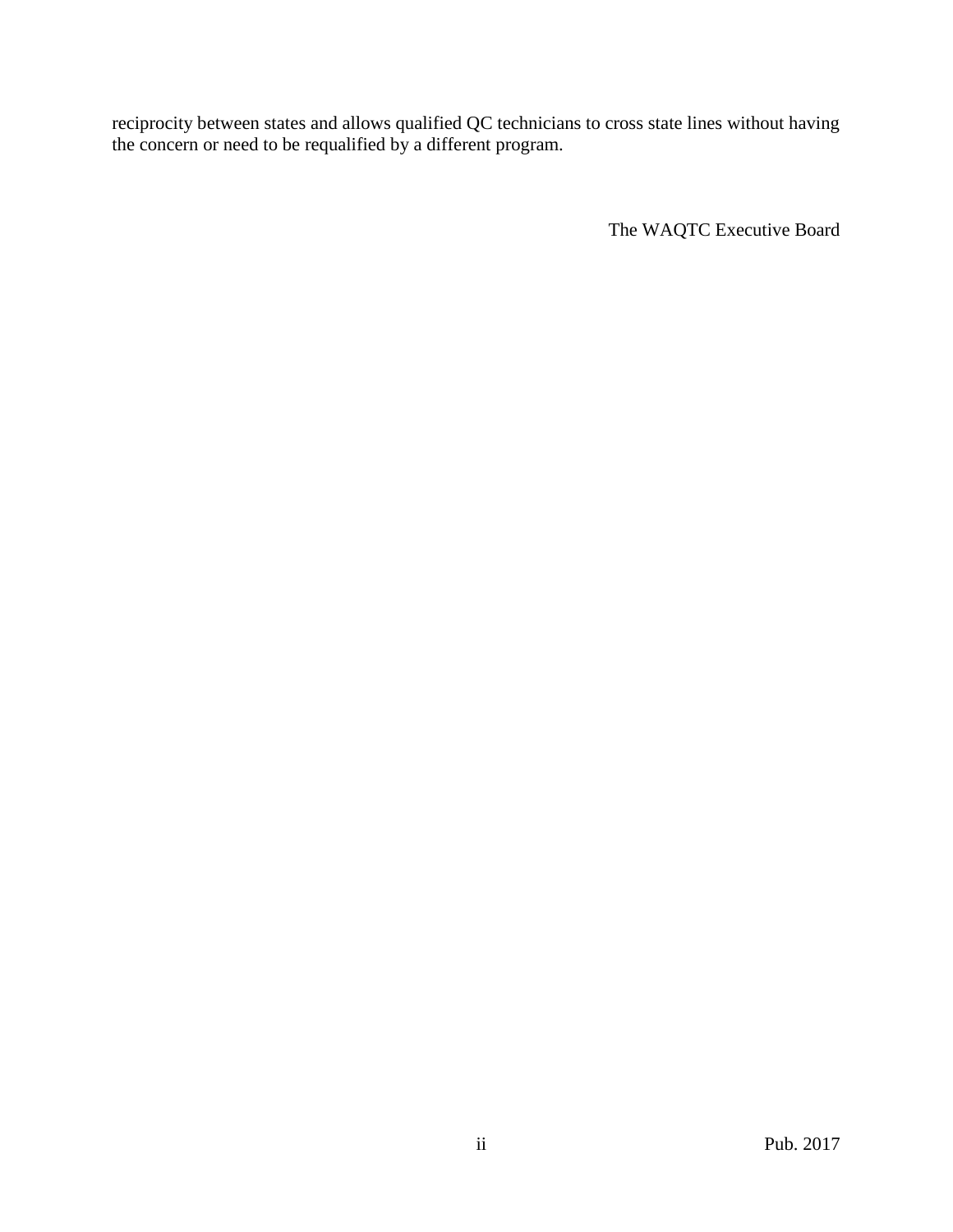reciprocity between states and allows qualified QC technicians to cross state lines without having the concern or need to be requalified by a different program.

The WAQTC Executive Board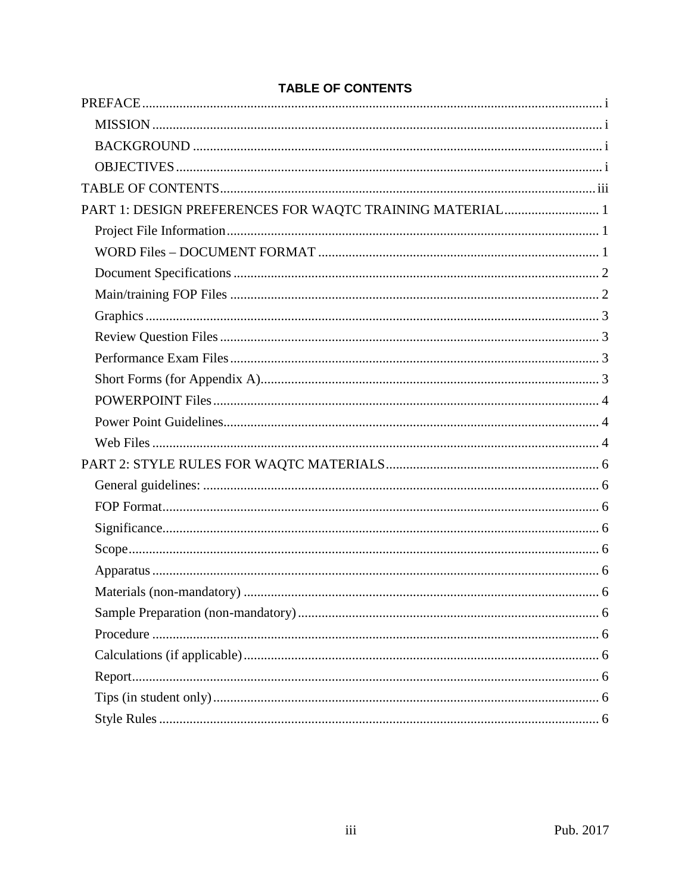**TABLE OF CONTENTS**

PREFACE ..... i

- MISSION ..... i
- BACKGROUND ..... i
- OBJECTIVES ..... i

TABLE OF CONTENTS ..... iii

PART 1: DESIGN PREFERENCES FOR WAQTC TRAINING MATERIAL ..... 1

- Project File Information ..... 1
- WORD Files – DOCUMENT FORMAT ..... 1
- Document Specifications ..... 2
- Main/training FOP Files ..... 2
- Graphics ..... 3
- Review Question Files ..... 3
- Performance Exam Files ..... 3
- Short Forms (for Appendix A) ..... 3
- POWERPOINT Files ..... 4
- Power Point Guidelines ..... 4
- Web Files ..... 4

PART 2: STYLE RULES FOR WAQTC MATERIALS ..... 6

- General guidelines: ..... 6
- FOP Format ..... 6
- Significance ..... 6
- Scope ..... 6
- Apparatus ..... 6
- Materials (non-mandatory) ..... 6
- Sample Preparation (non-mandatory) ..... 6
- Procedure ..... 6
- Calculations (if applicable) ..... 6
- Report ..... 6
- Tips (in student only) ..... 6
- Style Rules ..... 6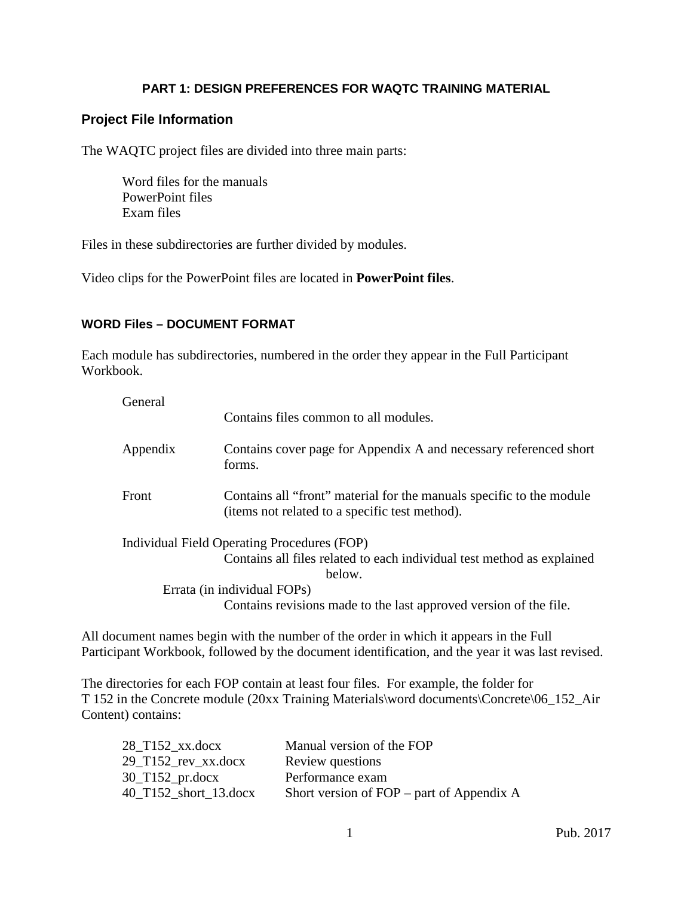**PART 1: DESIGN PREFERENCES FOR WAQTC TRAINING MATERIAL**

## Project File Information

The WAQTC project files are divided into three main parts:

Word files for the manuals
PowerPoint files
Exam files

Files in these subdirectories are further divided by modules.

Video clips for the PowerPoint files are located in **PowerPoint files**.

### WORD Files – DOCUMENT FORMAT

Each module has subdirectories, numbered in the order they appear in the Full Participant Workbook.

General
Contains files common to all modules.

Appendix — Contains cover page for Appendix A and necessary referenced short forms.

Front — Contains all "front" material for the manuals specific to the module (items not related to a specific test method).

Individual Field Operating Procedures (FOP)
Contains all files related to each individual test method as explained below.

Errata (in individual FOPs)
Contains revisions made to the last approved version of the file.

All document names begin with the number of the order in which it appears in the Full Participant Workbook, followed by the document identification, and the year it was last revised.

The directories for each FOP contain at least four files. For example, the folder for T 152 in the Concrete module (20xx Training Materials\word documents\Concrete\06_152_Air Content) contains:

| | |
|---|---|
| 28_T152_xx.docx | Manual version of the FOP |
| 29_T152_rev_xx.docx | Review questions |
| 30_T152_pr.docx | Performance exam |
| 40_T152_short_13.docx | Short version of FOP – part of Appendix A |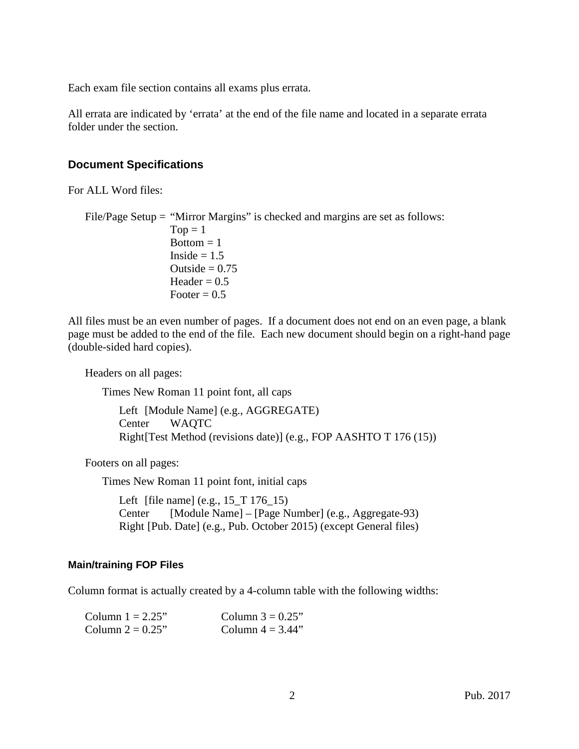Each exam file section contains all exams plus errata.

All errata are indicated by ‘errata’ at the end of the file name and located in a separate errata folder under the section.

## Document Specifications

For ALL Word files:

File/Page Setup = “Mirror Margins” is checked and margins are set as follows:
- Top = 1
- Bottom = 1
- Inside = 1.5
- Outside = 0.75
- Header = 0.5
- Footer = 0.5

All files must be an even number of pages. If a document does not end on an even page, a blank page must be added to the end of the file. Each new document should begin on a right-hand page (double-sided hard copies).

Headers on all pages:

Times New Roman 11 point font, all caps

- Left [Module Name] (e.g., AGGREGATE)
- Center WAQTC
- Right [Test Method (revisions date)] (e.g., FOP AASHTO T 176 (15))

Footers on all pages:

Times New Roman 11 point font, initial caps

- Left [file name] (e.g., 15_T 176_15)
- Center [Module Name] – [Page Number] (e.g., Aggregate-93)
- Right [Pub. Date] (e.g., Pub. October 2015) (except General files)

### Main/training FOP Files

Column format is actually created by a 4-column table with the following widths:

Column 1 = 2.25” Column 3 = 0.25”
Column 2 = 0.25” Column 4 = 3.44”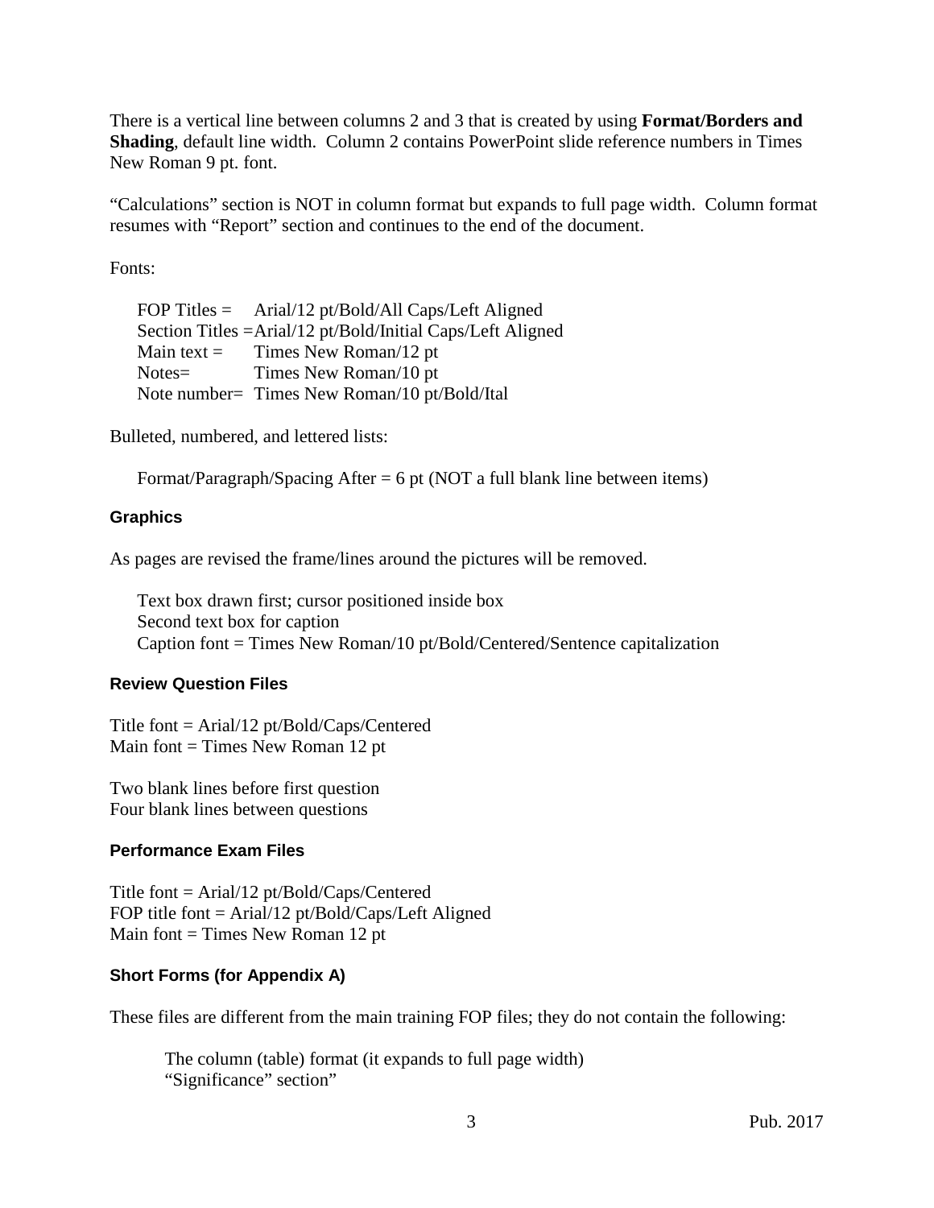There is a vertical line between columns 2 and 3 that is created by using **Format/Borders and Shading**, default line width. Column 2 contains PowerPoint slide reference numbers in Times New Roman 9 pt. font.

"Calculations" section is NOT in column format but expands to full page width. Column format resumes with "Report" section and continues to the end of the document.

Fonts:

FOP Titles = Arial/12 pt/Bold/All Caps/Left Aligned
Section Titles = Arial/12 pt/Bold/Initial Caps/Left Aligned
Main text = Times New Roman/12 pt
Notes= Times New Roman/10 pt
Note number= Times New Roman/10 pt/Bold/Ital

Bulleted, numbered, and lettered lists:

Format/Paragraph/Spacing After = 6 pt (NOT a full blank line between items)

### Graphics

As pages are revised the frame/lines around the pictures will be removed.

Text box drawn first; cursor positioned inside box
Second text box for caption
Caption font = Times New Roman/10 pt/Bold/Centered/Sentence capitalization

### Review Question Files

Title font = Arial/12 pt/Bold/Caps/Centered
Main font = Times New Roman 12 pt

Two blank lines before first question
Four blank lines between questions

### Performance Exam Files

Title font = Arial/12 pt/Bold/Caps/Centered
FOP title font = Arial/12 pt/Bold/Caps/Left Aligned
Main font = Times New Roman 12 pt

### Short Forms (for Appendix A)

These files are different from the main training FOP files; they do not contain the following:

The column (table) format (it expands to full page width)
"Significance" section"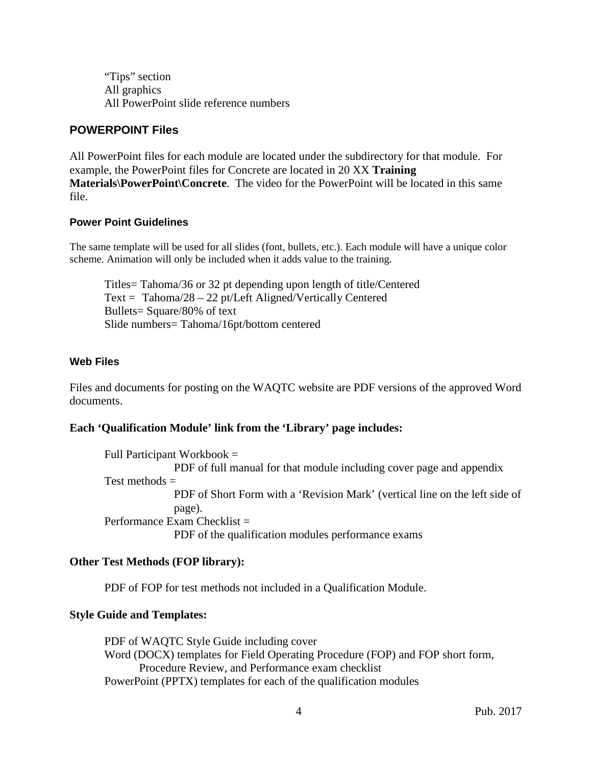"Tips" section
All graphics
All PowerPoint slide reference numbers

## POWERPOINT Files

All PowerPoint files for each module are located under the subdirectory for that module. For example, the PowerPoint files for Concrete are located in 20 XX **Training Materials\PowerPoint\Concrete**. The video for the PowerPoint will be located in this same file.

### Power Point Guidelines

The same template will be used for all slides (font, bullets, etc.). Each module will have a unique color scheme. Animation will only be included when it adds value to the training.

Titles= Tahoma/36 or 32 pt depending upon length of title/Centered
Text = Tahoma/28 – 22 pt/Left Aligned/Vertically Centered
Bullets= Square/80% of text
Slide numbers= Tahoma/16pt/bottom centered

### Web Files

Files and documents for posting on the WAQTC website are PDF versions of the approved Word documents.

**Each 'Qualification Module' link from the 'Library' page includes:**

Full Participant Workbook =
PDF of full manual for that module including cover page and appendix
Test methods =
PDF of Short Form with a 'Revision Mark' (vertical line on the left side of page).
Performance Exam Checklist =
PDF of the qualification modules performance exams

**Other Test Methods (FOP library):**

PDF of FOP for test methods not included in a Qualification Module.

**Style Guide and Templates:**

PDF of WAQTC Style Guide including cover
Word (DOCX) templates for Field Operating Procedure (FOP) and FOP short form, Procedure Review, and Performance exam checklist
PowerPoint (PPTX) templates for each of the qualification modules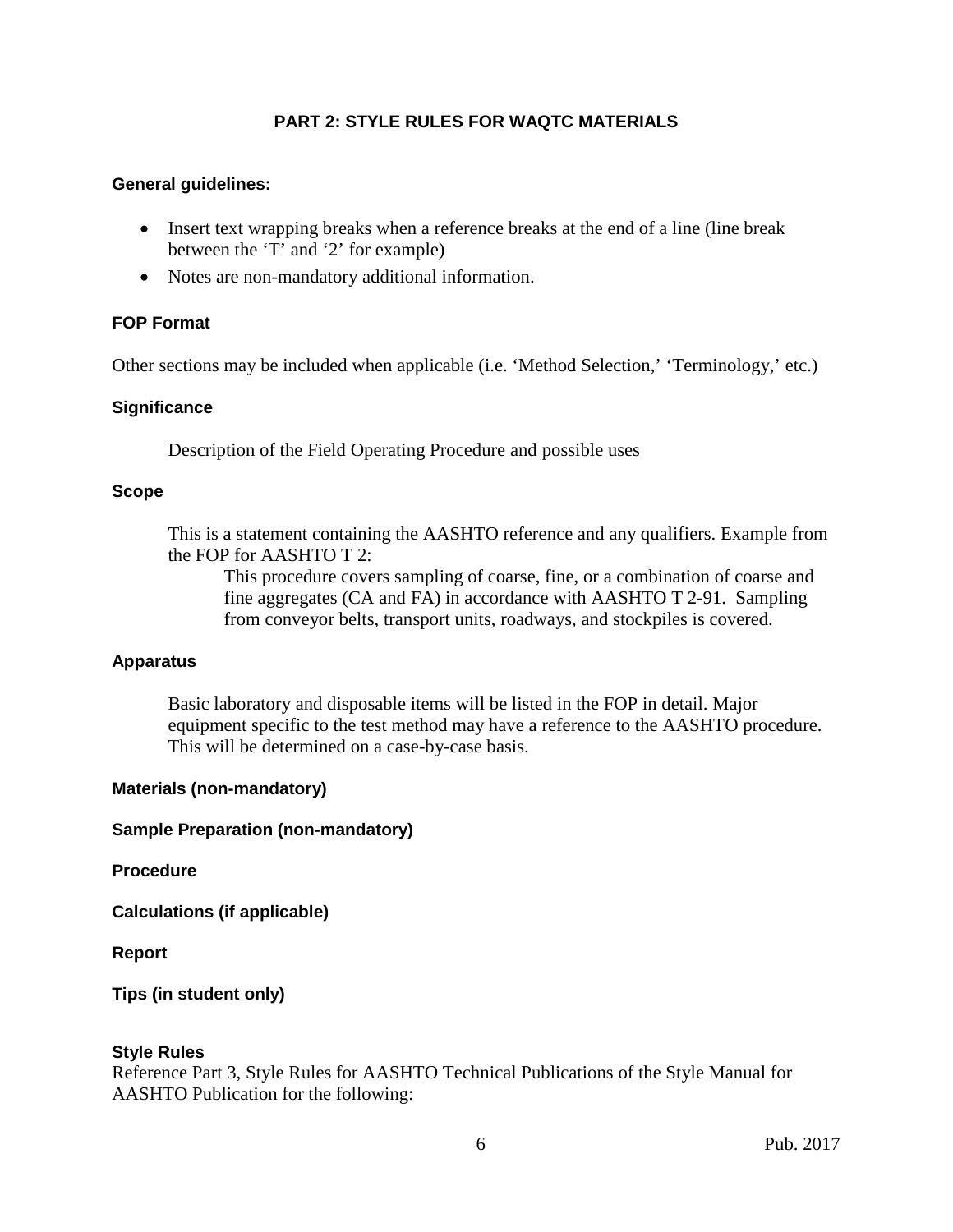## PART 2: STYLE RULES FOR WAQTC MATERIALS

### General guidelines:

- Insert text wrapping breaks when a reference breaks at the end of a line (line break between the 'T' and '2' for example)
- Notes are non-mandatory additional information.

### FOP Format

Other sections may be included when applicable (i.e. 'Method Selection,' 'Terminology,' etc.)

### Significance

Description of the Field Operating Procedure and possible uses

### Scope

This is a statement containing the AASHTO reference and any qualifiers. Example from the FOP for AASHTO T 2:

> This procedure covers sampling of coarse, fine, or a combination of coarse and fine aggregates (CA and FA) in accordance with AASHTO T 2-91. Sampling from conveyor belts, transport units, roadways, and stockpiles is covered.

### Apparatus

Basic laboratory and disposable items will be listed in the FOP in detail. Major equipment specific to the test method may have a reference to the AASHTO procedure. This will be determined on a case-by-case basis.

### Materials (non-mandatory)

### Sample Preparation (non-mandatory)

### Procedure

### Calculations (if applicable)

### Report

### Tips (in student only)

### Style Rules

Reference Part 3, Style Rules for AASHTO Technical Publications of the Style Manual for AASHTO Publication for the following: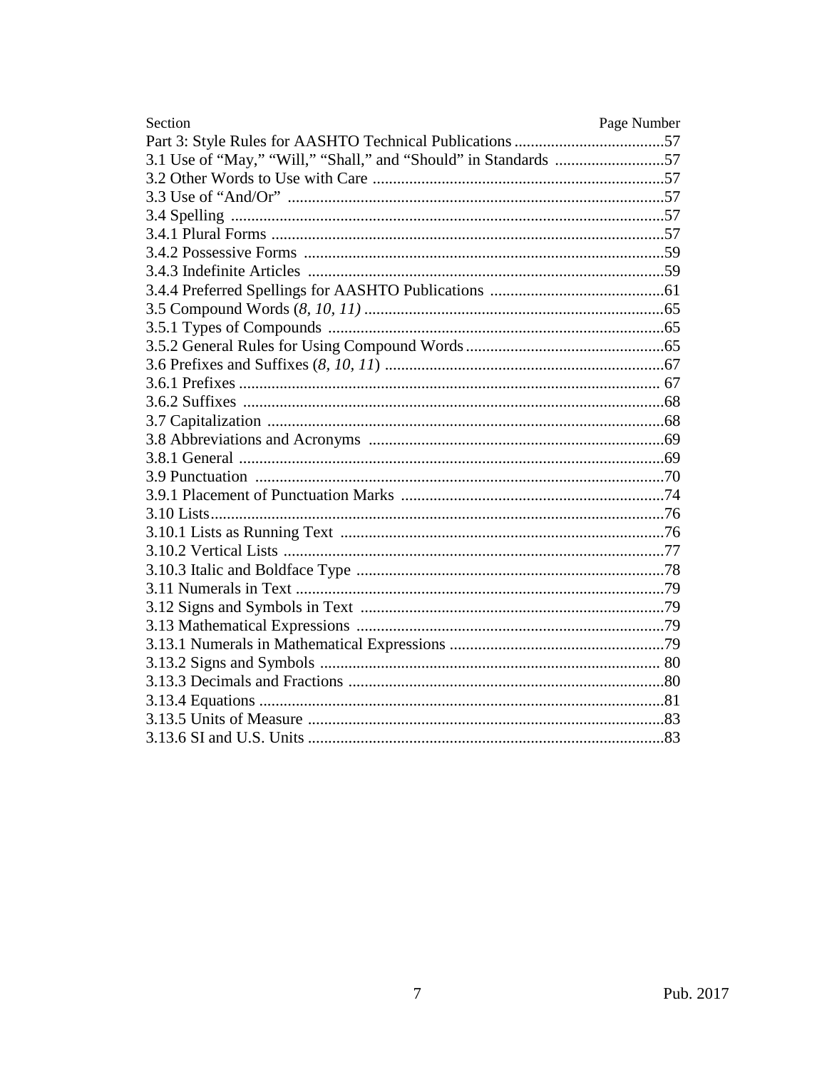| Section | Page Number |
|---|---|
| Part 3: Style Rules for AASHTO Technical Publications | 57 |
| 3.1 Use of “May,” “Will,” “Shall,” and “Should” in Standards | 57 |
| 3.2 Other Words to Use with Care | 57 |
| 3.3 Use of “And/Or” | 57 |
| 3.4 Spelling | 57 |
| 3.4.1 Plural Forms | 57 |
| 3.4.2 Possessive Forms | 59 |
| 3.4.3 Indefinite Articles | 59 |
| 3.4.4 Preferred Spellings for AASHTO Publications | 61 |
| 3.5 Compound Words (*8, 10, 11)* | 65 |
| 3.5.1 Types of Compounds | 65 |
| 3.5.2 General Rules for Using Compound Words | 65 |
| 3.6 Prefixes and Suffixes (*8, 10, 11*) | 67 |
| 3.6.1 Prefixes | 67 |
| 3.6.2 Suffixes | 68 |
| 3.7 Capitalization | 68 |
| 3.8 Abbreviations and Acronyms | 69 |
| 3.8.1 General | 69 |
| 3.9 Punctuation | 70 |
| 3.9.1 Placement of Punctuation Marks | 74 |
| 3.10 Lists | 76 |
| 3.10.1 Lists as Running Text | 76 |
| 3.10.2 Vertical Lists | 77 |
| 3.10.3 Italic and Boldface Type | 78 |
| 3.11 Numerals in Text | 79 |
| 3.12 Signs and Symbols in Text | 79 |
| 3.13 Mathematical Expressions | 79 |
| 3.13.1 Numerals in Mathematical Expressions | 79 |
| 3.13.2 Signs and Symbols | 80 |
| 3.13.3 Decimals and Fractions | 80 |
| 3.13.4 Equations | 81 |
| 3.13.5 Units of Measure | 83 |
| 3.13.6 SI and U.S. Units | 83 |